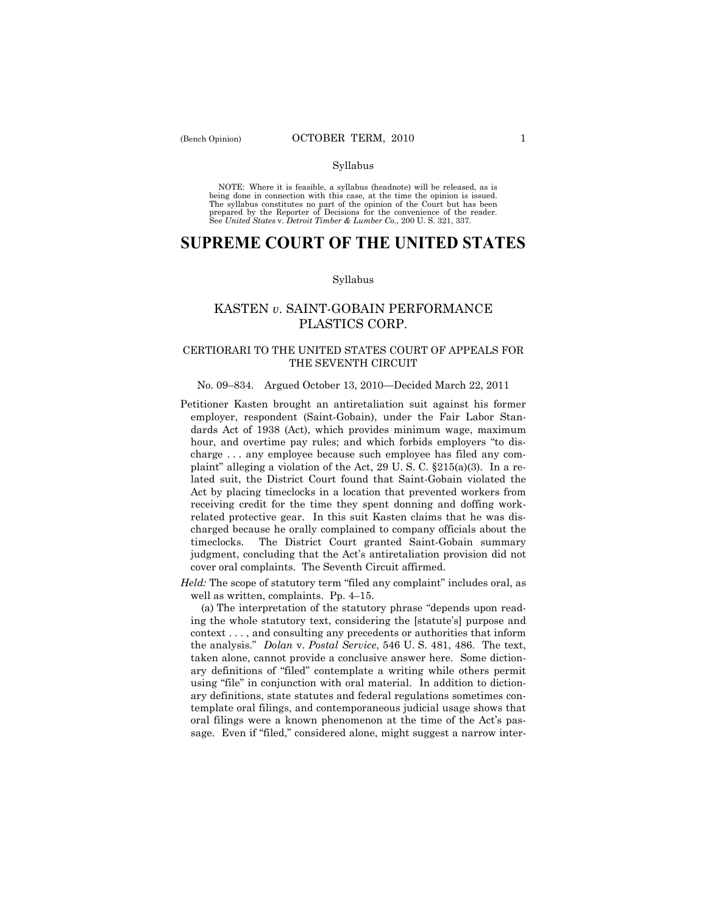Syllabus

NOTE: Where it is feasible, a syllabus (headnote) will be released, as is being done in connection with this case, at the time the opinion is issued. The syllabus constitutes no part of the opinion of the Court but has been prepared by the Reporter of Decisions for the convenience of the reader. See *United States* v. *Detroit Timber & Lumber Co.,* 200 U. S. 321, 337.

# SUPREME COURT OF THE UNITED STATES

Syllabus

## KASTEN *v.* SAINT-GOBAIN PERFORMANCE PLASTICS CORP.

### CERTIORARI TO THE UNITED STATES COURT OF APPEALS FOR THE SEVENTH CIRCUIT

No. 09–834. Argued October 13, 2010—Decided March 22, 2011

Petitioner Kasten brought an antiretaliation suit against his former employer, respondent (Saint-Gobain), under the Fair Labor Standards Act of 1938 (Act), which provides minimum wage, maximum hour, and overtime pay rules; and which forbids employers "to discharge . . . any employee because such employee has filed any complaint" alleging a violation of the Act, 29 U. S. C. §215(a)(3). In a related suit, the District Court found that Saint-Gobain violated the Act by placing timeclocks in a location that prevented workers from receiving credit for the time they spent donning and doffing work-related protective gear. In this suit Kasten claims that he was discharged because he orally complained to company officials about the timeclocks. The District Court granted Saint-Gobain summary judgment, concluding that the Act's antiretaliation provision did not cover oral complaints. The Seventh Circuit affirmed.

*Held:* The scope of statutory term "filed any complaint" includes oral, as well as written, complaints. Pp. 4–15.

(a) The interpretation of the statutory phrase "depends upon reading the whole statutory text, considering the [statute's] purpose and context . . . , and consulting any precedents or authorities that inform the analysis." *Dolan* v. *Postal Service*, 546 U. S. 481, 486. The text, taken alone, cannot provide a conclusive answer here. Some dictionary definitions of "filed" contemplate a writing while others permit using "file" in conjunction with oral material. In addition to dictionary definitions, state statutes and federal regulations sometimes contemplate oral filings, and contemporaneous judicial usage shows that oral filings were a known phenomenon at the time of the Act's passage. Even if "filed," considered alone, might suggest a narrow inter-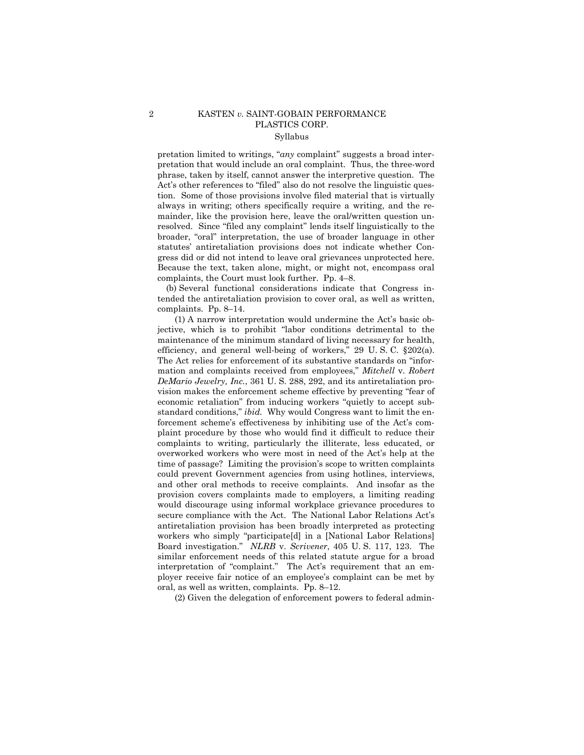pretation limited to writings, "*any* complaint" suggests a broad interpretation that would include an oral complaint. Thus, the three-word phrase, taken by itself, cannot answer the interpretive question. The Act's other references to "filed" also do not resolve the linguistic question. Some of those provisions involve filed material that is virtually always in writing; others specifically require a writing, and the remainder, like the provision here, leave the oral/written question unresolved. Since "filed any complaint" lends itself linguistically to the broader, "oral" interpretation, the use of broader language in other statutes' antiretaliation provisions does not indicate whether Congress did or did not intend to leave oral grievances unprotected here. Because the text, taken alone, might, or might not, encompass oral complaints, the Court must look further. Pp. 4–8.

(b) Several functional considerations indicate that Congress intended the antiretaliation provision to cover oral, as well as written, complaints. Pp. 8–14.

(1) A narrow interpretation would undermine the Act's basic objective, which is to prohibit "labor conditions detrimental to the maintenance of the minimum standard of living necessary for health, efficiency, and general well-being of workers," 29 U. S. C. §202(a). The Act relies for enforcement of its substantive standards on "information and complaints received from employees," *Mitchell* v. *Robert DeMario Jewelry, Inc.*, 361 U. S. 288, 292, and its antiretaliation provision makes the enforcement scheme effective by preventing "fear of economic retaliation" from inducing workers "quietly to accept substandard conditions," *ibid.* Why would Congress want to limit the enforcement scheme's effectiveness by inhibiting use of the Act's complaint procedure by those who would find it difficult to reduce their complaints to writing, particularly the illiterate, less educated, or overworked workers who were most in need of the Act's help at the time of passage? Limiting the provision's scope to written complaints could prevent Government agencies from using hotlines, interviews, and other oral methods to receive complaints. And insofar as the provision covers complaints made to employers, a limiting reading would discourage using informal workplace grievance procedures to secure compliance with the Act. The National Labor Relations Act's antiretaliation provision has been broadly interpreted as protecting workers who simply "participate[d] in a [National Labor Relations] Board investigation." *NLRB* v. *Scrivener*, 405 U. S. 117, 123. The similar enforcement needs of this related statute argue for a broad interpretation of "complaint." The Act's requirement that an employer receive fair notice of an employee's complaint can be met by oral, as well as written, complaints. Pp. 8–12.

(2) Given the delegation of enforcement powers to federal admin-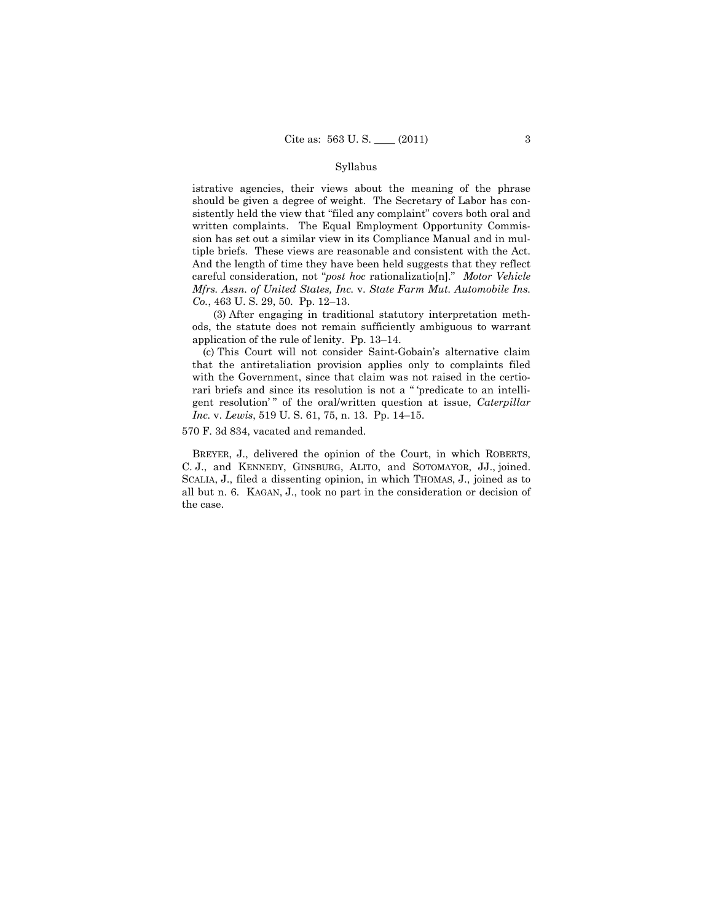istrative agencies, their views about the meaning of the phrase should be given a degree of weight. The Secretary of Labor has consistently held the view that "filed any complaint" covers both oral and written complaints. The Equal Employment Opportunity Commission has set out a similar view in its Compliance Manual and in multiple briefs. These views are reasonable and consistent with the Act. And the length of time they have been held suggests that they reflect careful consideration, not "*post hoc* rationalizatio[n]." *Motor Vehicle Mfrs. Assn. of United States, Inc.* v. *State Farm Mut. Automobile Ins. Co.*, 463 U. S. 29, 50. Pp. 12–13.

(3) After engaging in traditional statutory interpretation methods, the statute does not remain sufficiently ambiguous to warrant application of the rule of lenity. Pp. 13–14.

(c) This Court will not consider Saint-Gobain's alternative claim that the antiretaliation provision applies only to complaints filed with the Government, since that claim was not raised in the certiorari briefs and since its resolution is not a " 'predicate to an intelligent resolution' " of the oral/written question at issue, *Caterpillar Inc.* v. *Lewis*, 519 U. S. 61, 75, n. 13. Pp. 14–15.

570 F. 3d 834, vacated and remanded.

BREYER, J., delivered the opinion of the Court, in which ROBERTS, C. J., and KENNEDY, GINSBURG, ALITO, and SOTOMAYOR, JJ., joined. SCALIA, J., filed a dissenting opinion, in which THOMAS, J., joined as to all but n. 6. KAGAN, J., took no part in the consideration or decision of the case.